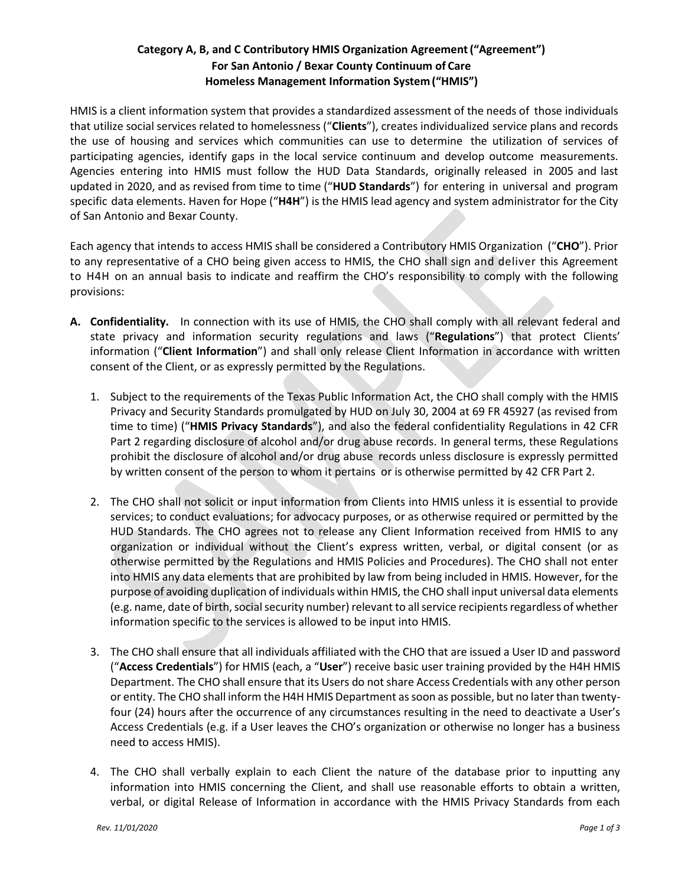**Category A, B, and C Contributory HMIS Organization Agreement ("Agreement")**
**For San Antonio / Bexar County Continuum of Care**
**Homeless Management Information System ("HMIS")**

HMIS is a client information system that provides a standardized assessment of the needs of those individuals that utilize social services related to homelessness ("**Clients**"), creates individualized service plans and records the use of housing and services which communities can use to determine the utilization of services of participating agencies, identify gaps in the local service continuum and develop outcome measurements. Agencies entering into HMIS must follow the HUD Data Standards, originally released in 2005 and last updated in 2020, and as revised from time to time ("**HUD Standards**") for entering in universal and program specific data elements. Haven for Hope ("**H4H**") is the HMIS lead agency and system administrator for the City of San Antonio and Bexar County.

Each agency that intends to access HMIS shall be considered a Contributory HMIS Organization ("**CHO**"). Prior to any representative of a CHO being given access to HMIS, the CHO shall sign and deliver this Agreement to H4H on an annual basis to indicate and reaffirm the CHO's responsibility to comply with the following provisions:

**A. Confidentiality.** In connection with its use of HMIS, the CHO shall comply with all relevant federal and state privacy and information security regulations and laws ("**Regulations**") that protect Clients' information ("**Client Information**") and shall only release Client Information in accordance with written consent of the Client, or as expressly permitted by the Regulations.

1. Subject to the requirements of the Texas Public Information Act, the CHO shall comply with the HMIS Privacy and Security Standards promulgated by HUD on July 30, 2004 at 69 FR 45927 (as revised from time to time) ("**HMIS Privacy Standards**"), and also the federal confidentiality Regulations in 42 CFR Part 2 regarding disclosure of alcohol and/or drug abuse records. In general terms, these Regulations prohibit the disclosure of alcohol and/or drug abuse records unless disclosure is expressly permitted by written consent of the person to whom it pertains or is otherwise permitted by 42 CFR Part 2.

2. The CHO shall not solicit or input information from Clients into HMIS unless it is essential to provide services; to conduct evaluations; for advocacy purposes, or as otherwise required or permitted by the HUD Standards. The CHO agrees not to release any Client Information received from HMIS to any organization or individual without the Client's express written, verbal, or digital consent (or as otherwise permitted by the Regulations and HMIS Policies and Procedures). The CHO shall not enter into HMIS any data elements that are prohibited by law from being included in HMIS. However, for the purpose of avoiding duplication of individuals within HMIS, the CHO shall input universal data elements (e.g. name, date of birth, social security number) relevant to all service recipients regardless of whether information specific to the services is allowed to be input into HMIS.

3. The CHO shall ensure that all individuals affiliated with the CHO that are issued a User ID and password ("**Access Credentials**") for HMIS (each, a "**User**") receive basic user training provided by the H4H HMIS Department. The CHO shall ensure that its Users do not share Access Credentials with any other person or entity. The CHO shall inform the H4H HMIS Department as soon as possible, but no later than twenty-four (24) hours after the occurrence of any circumstances resulting in the need to deactivate a User's Access Credentials (e.g. if a User leaves the CHO's organization or otherwise no longer has a business need to access HMIS).

4. The CHO shall verbally explain to each Client the nature of the database prior to inputting any information into HMIS concerning the Client, and shall use reasonable efforts to obtain a written, verbal, or digital Release of Information in accordance with the HMIS Privacy Standards from each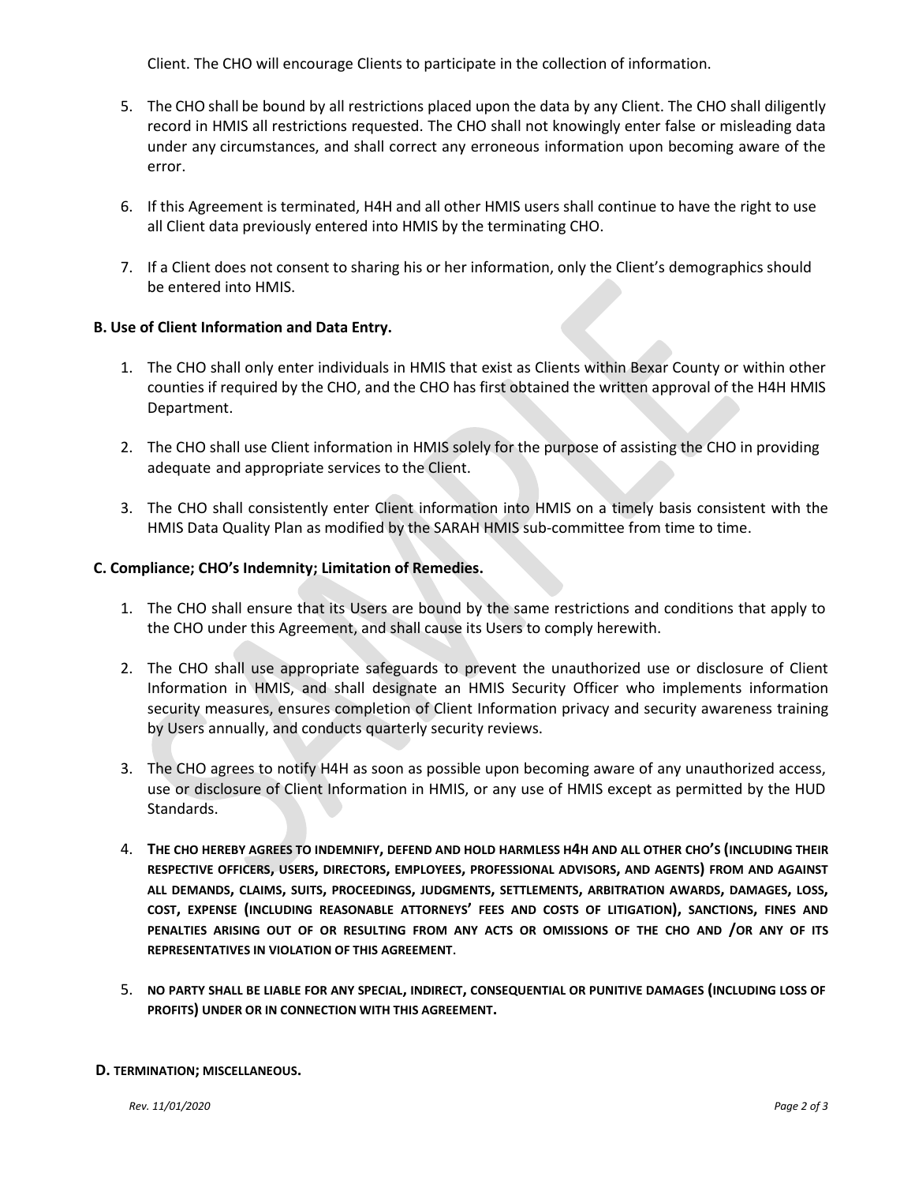Client. The CHO will encourage Clients to participate in the collection of information.

5. The CHO shall be bound by all restrictions placed upon the data by any Client. The CHO shall diligently record in HMIS all restrictions requested. The CHO shall not knowingly enter false or misleading data under any circumstances, and shall correct any erroneous information upon becoming aware of the error.

6. If this Agreement is terminated, H4H and all other HMIS users shall continue to have the right to use all Client data previously entered into HMIS by the terminating CHO.

7. If a Client does not consent to sharing his or her information, only the Client's demographics should be entered into HMIS.

**B. Use of Client Information and Data Entry.**

1. The CHO shall only enter individuals in HMIS that exist as Clients within Bexar County or within other counties if required by the CHO, and the CHO has first obtained the written approval of the H4H HMIS Department.

2. The CHO shall use Client information in HMIS solely for the purpose of assisting the CHO in providing adequate and appropriate services to the Client.

3. The CHO shall consistently enter Client information into HMIS on a timely basis consistent with the HMIS Data Quality Plan as modified by the SARAH HMIS sub-committee from time to time.

**C. Compliance; CHO's Indemnity; Limitation of Remedies.**

1. The CHO shall ensure that its Users are bound by the same restrictions and conditions that apply to the CHO under this Agreement, and shall cause its Users to comply herewith.

2. The CHO shall use appropriate safeguards to prevent the unauthorized use or disclosure of Client Information in HMIS, and shall designate an HMIS Security Officer who implements information security measures, ensures completion of Client Information privacy and security awareness training by Users annually, and conducts quarterly security reviews.

3. The CHO agrees to notify H4H as soon as possible upon becoming aware of any unauthorized access, use or disclosure of Client Information in HMIS, or any use of HMIS except as permitted by the HUD Standards.

4. **THE CHO HEREBY AGREES TO INDEMNIFY, DEFEND AND HOLD HARMLESS H4H AND ALL OTHER CHO'S (INCLUDING THEIR RESPECTIVE OFFICERS, USERS, DIRECTORS, EMPLOYEES, PROFESSIONAL ADVISORS, AND AGENTS) FROM AND AGAINST ALL DEMANDS, CLAIMS, SUITS, PROCEEDINGS, JUDGMENTS, SETTLEMENTS, ARBITRATION AWARDS, DAMAGES, LOSS, COST, EXPENSE (INCLUDING REASONABLE ATTORNEYS' FEES AND COSTS OF LITIGATION), SANCTIONS, FINES AND PENALTIES ARISING OUT OF OR RESULTING FROM ANY ACTS OR OMISSIONS OF THE CHO AND /OR ANY OF ITS REPRESENTATIVES IN VIOLATION OF THIS AGREEMENT.**

5. **NO PARTY SHALL BE LIABLE FOR ANY SPECIAL, INDIRECT, CONSEQUENTIAL OR PUNITIVE DAMAGES (INCLUDING LOSS OF PROFITS) UNDER OR IN CONNECTION WITH THIS AGREEMENT.**

**D. TERMINATION; MISCELLANEOUS.**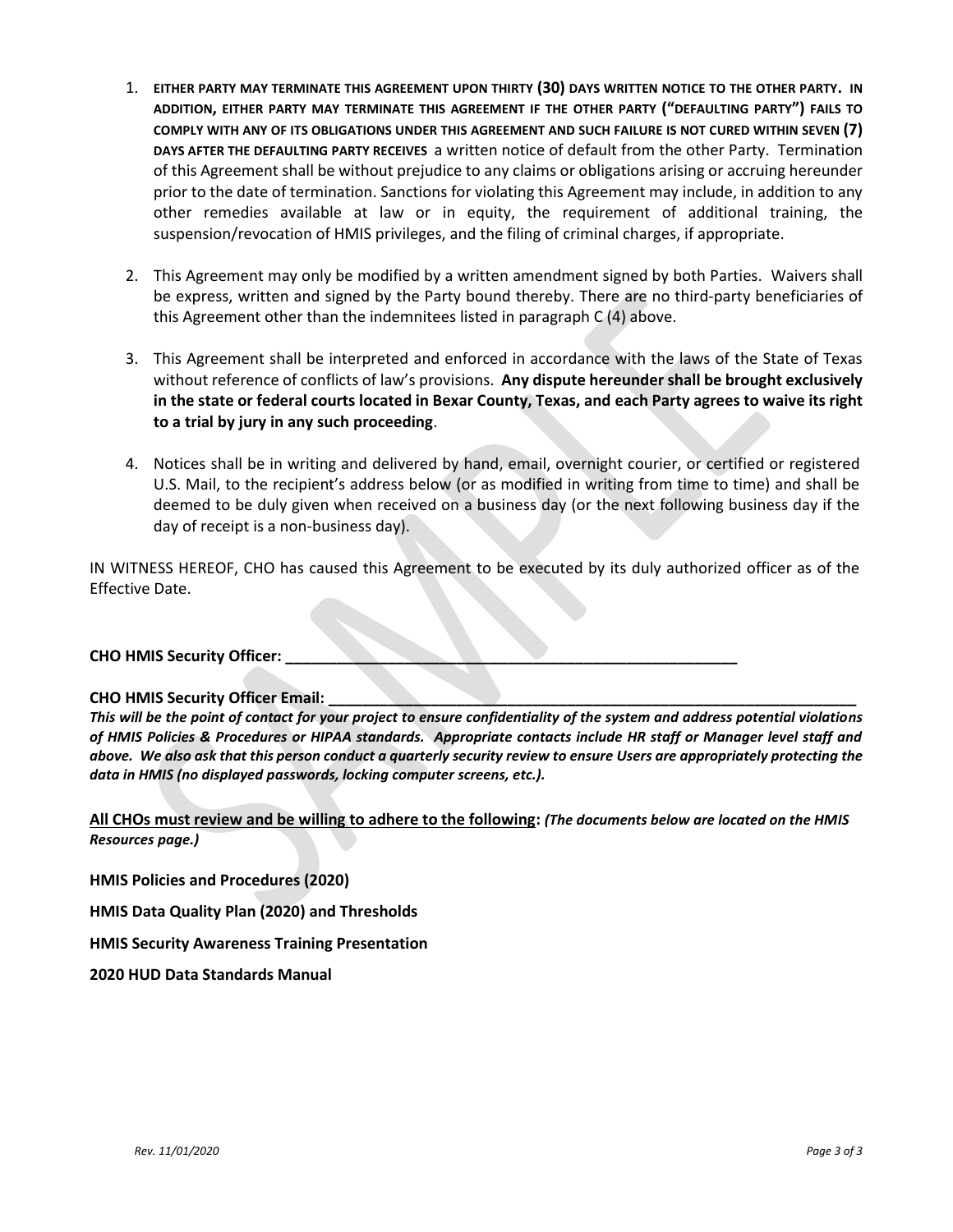1. EITHER PARTY MAY TERMINATE THIS AGREEMENT UPON THIRTY (30) DAYS WRITTEN NOTICE TO THE OTHER PARTY. IN ADDITION, EITHER PARTY MAY TERMINATE THIS AGREEMENT IF THE OTHER PARTY ("DEFAULTING PARTY") FAILS TO COMPLY WITH ANY OF ITS OBLIGATIONS UNDER THIS AGREEMENT AND SUCH FAILURE IS NOT CURED WITHIN SEVEN (7) DAYS AFTER THE DEFAULTING PARTY RECEIVES a written notice of default from the other Party. Termination of this Agreement shall be without prejudice to any claims or obligations arising or accruing hereunder prior to the date of termination. Sanctions for violating this Agreement may include, in addition to any other remedies available at law or in equity, the requirement of additional training, the suspension/revocation of HMIS privileges, and the filing of criminal charges, if appropriate.

2. This Agreement may only be modified by a written amendment signed by both Parties. Waivers shall be express, written and signed by the Party bound thereby. There are no third-party beneficiaries of this Agreement other than the indemnitees listed in paragraph C (4) above.

3. This Agreement shall be interpreted and enforced in accordance with the laws of the State of Texas without reference of conflicts of law's provisions. **Any dispute hereunder shall be brought exclusively in the state or federal courts located in Bexar County, Texas, and each Party agrees to waive its right to a trial by jury in any such proceeding**.

4. Notices shall be in writing and delivered by hand, email, overnight courier, or certified or registered U.S. Mail, to the recipient's address below (or as modified in writing from time to time) and shall be deemed to be duly given when received on a business day (or the next following business day if the day of receipt is a non-business day).

IN WITNESS HEREOF, CHO has caused this Agreement to be executed by its duly authorized officer as of the Effective Date.

**CHO HMIS Security Officer: ______________________________________________________**

**CHO HMIS Security Officer Email: _________________________________________________________________**

***This will be the point of contact for your project to ensure confidentiality of the system and address potential violations of HMIS Policies & Procedures or HIPAA standards. Appropriate contacts include HR staff or Manager level staff and above. We also ask that this person conduct a quarterly security review to ensure Users are appropriately protecting the data in HMIS (no displayed passwords, locking computer screens, etc.).***

<u>**All CHOs must review and be willing to adhere to the following**</u>**:** ***(The documents below are located on the HMIS Resources page.)***

**HMIS Policies and Procedures (2020)**

**HMIS Data Quality Plan (2020) and Thresholds**

**HMIS Security Awareness Training Presentation**

**2020 HUD Data Standards Manual**

*Rev. 11/01/2020*